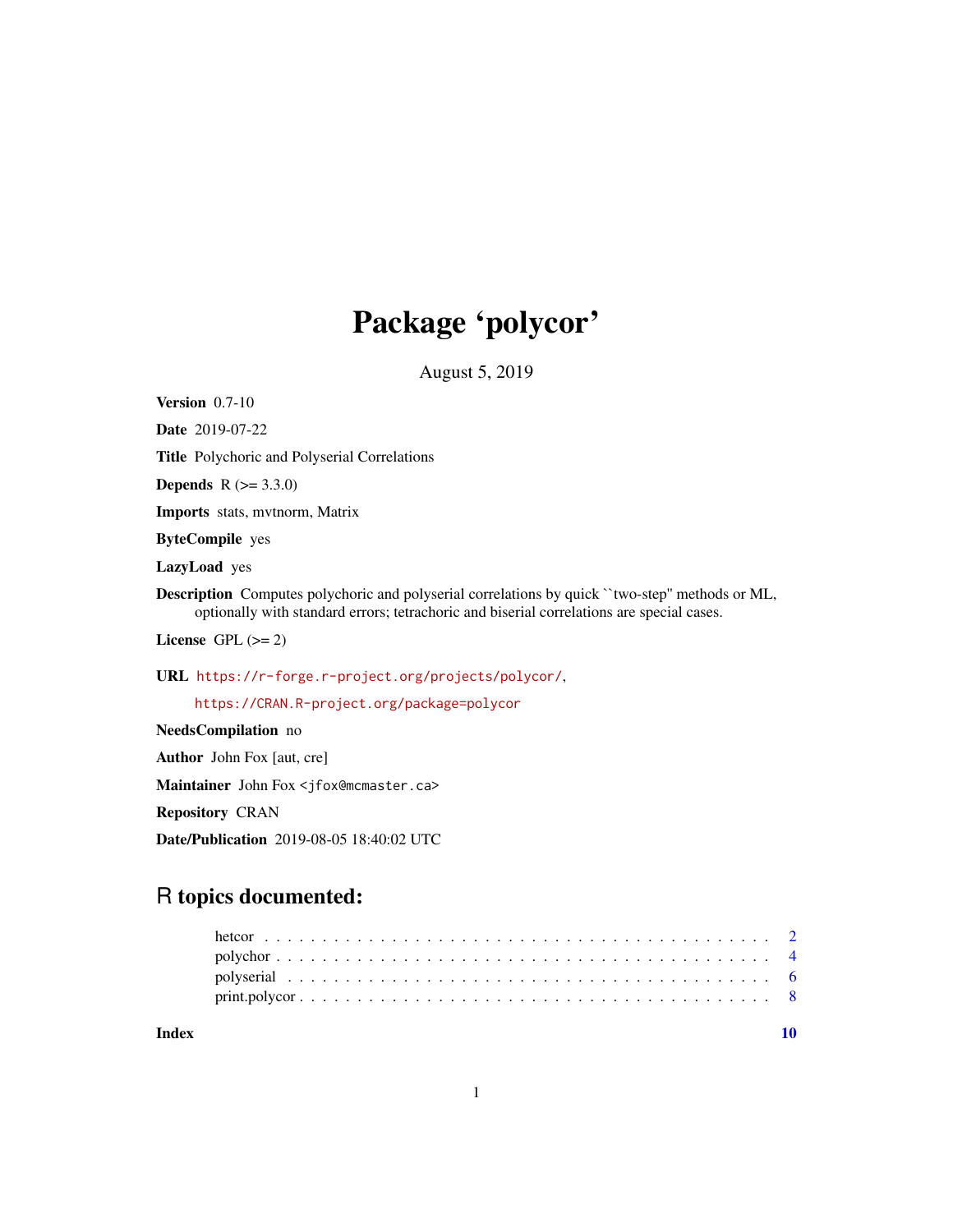# Package 'polycor'

August 5, 2019

**Version** 0.7-10

**Date** 2019-07-22

**Title** Polychoric and Polyserial Correlations

**Depends** R (>= 3.3.0)

**Imports** stats, mvtnorm, Matrix

**ByteCompile** yes

**LazyLoad** yes

**Description** Computes polychoric and polyserial correlations by quick ``two-step'' methods or ML, optionally with standard errors; tetrachoric and biserial correlations are special cases.

**License** GPL (>= 2)

**URL** https://r-forge.r-project.org/projects/polycor/,
https://CRAN.R-project.org/package=polycor

**NeedsCompilation** no

**Author** John Fox [aut, cre]

**Maintainer** John Fox <jfox@mcmaster.ca>

**Repository** CRAN

**Date/Publication** 2019-08-05 18:40:02 UTC

## R topics documented:

- hetcor . . . . . . . . . . . . . . . . . . . . . . . . . . . . . . . . . . . . . . . . . . . 2
- polychor . . . . . . . . . . . . . . . . . . . . . . . . . . . . . . . . . . . . . . . . . . 4
- polyserial . . . . . . . . . . . . . . . . . . . . . . . . . . . . . . . . . . . . . . . . . 6
- print.polycor . . . . . . . . . . . . . . . . . . . . . . . . . . . . . . . . . . . . . . . 8

**Index** **10**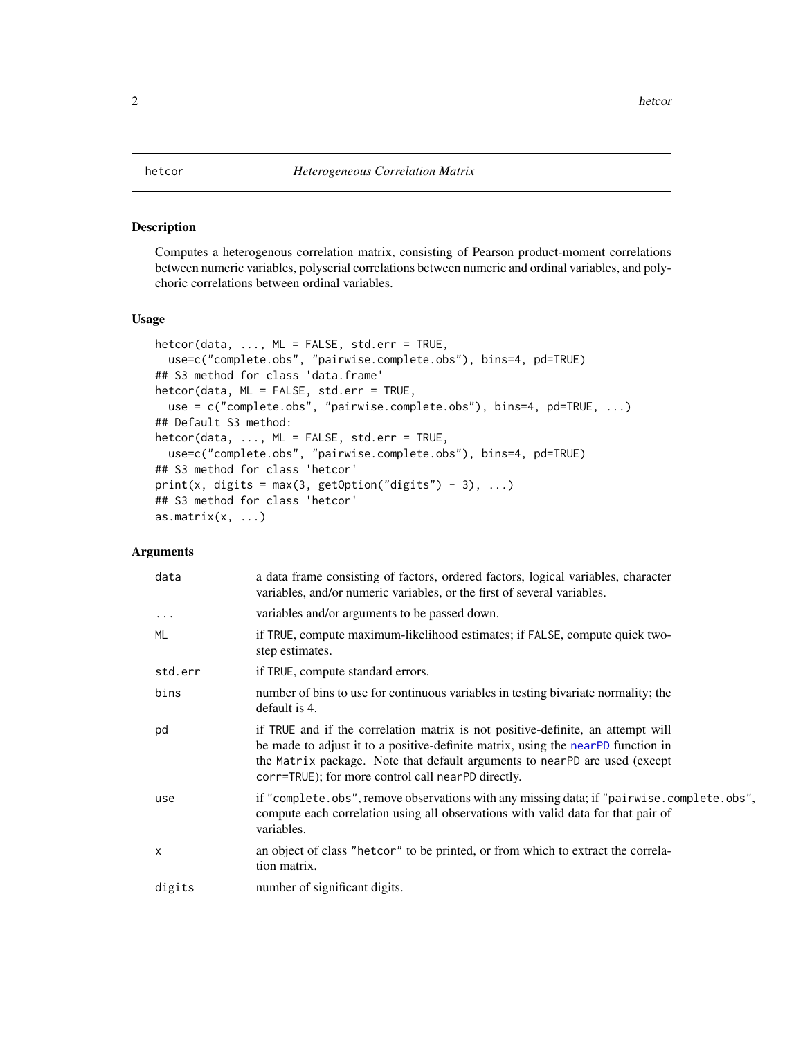# hetcor — *Heterogeneous Correlation Matrix*

## Description

Computes a heterogenous correlation matrix, consisting of Pearson product-moment correlations between numeric variables, polyserial correlations between numeric and ordinal variables, and polychoric correlations between ordinal variables.

## Usage

```
hetcor(data, ..., ML = FALSE, std.err = TRUE,
  use=c("complete.obs", "pairwise.complete.obs"), bins=4, pd=TRUE)
## S3 method for class 'data.frame'
hetcor(data, ML = FALSE, std.err = TRUE,
  use = c("complete.obs", "pairwise.complete.obs"), bins=4, pd=TRUE, ...)
## Default S3 method:
hetcor(data, ..., ML = FALSE, std.err = TRUE,
  use=c("complete.obs", "pairwise.complete.obs"), bins=4, pd=TRUE)
## S3 method for class 'hetcor'
print(x, digits = max(3, getOption("digits") - 3), ...)
## S3 method for class 'hetcor'
as.matrix(x, ...)
```

## Arguments

| | |
|---|---|
| `data` | a data frame consisting of factors, ordered factors, logical variables, character variables, and/or numeric variables, or the first of several variables. |
| `...` | variables and/or arguments to be passed down. |
| `ML` | if `TRUE`, compute maximum-likelihood estimates; if `FALSE`, compute quick two-step estimates. |
| `std.err` | if `TRUE`, compute standard errors. |
| `bins` | number of bins to use for continuous variables in testing bivariate normality; the default is 4. |
| `pd` | if `TRUE` and if the correlation matrix is not positive-definite, an attempt will be made to adjust it to a positive-definite matrix, using the `nearPD` function in the `Matrix` package. Note that default arguments to `nearPD` are used (except `corr=TRUE`); for more control call `nearPD` directly. |
| `use` | if `"complete.obs"`, remove observations with any missing data; if `"pairwise.complete.obs"`, compute each correlation using all observations with valid data for that pair of variables. |
| `x` | an object of class `"hetcor"` to be printed, or from which to extract the correlation matrix. |
| `digits` | number of significant digits. |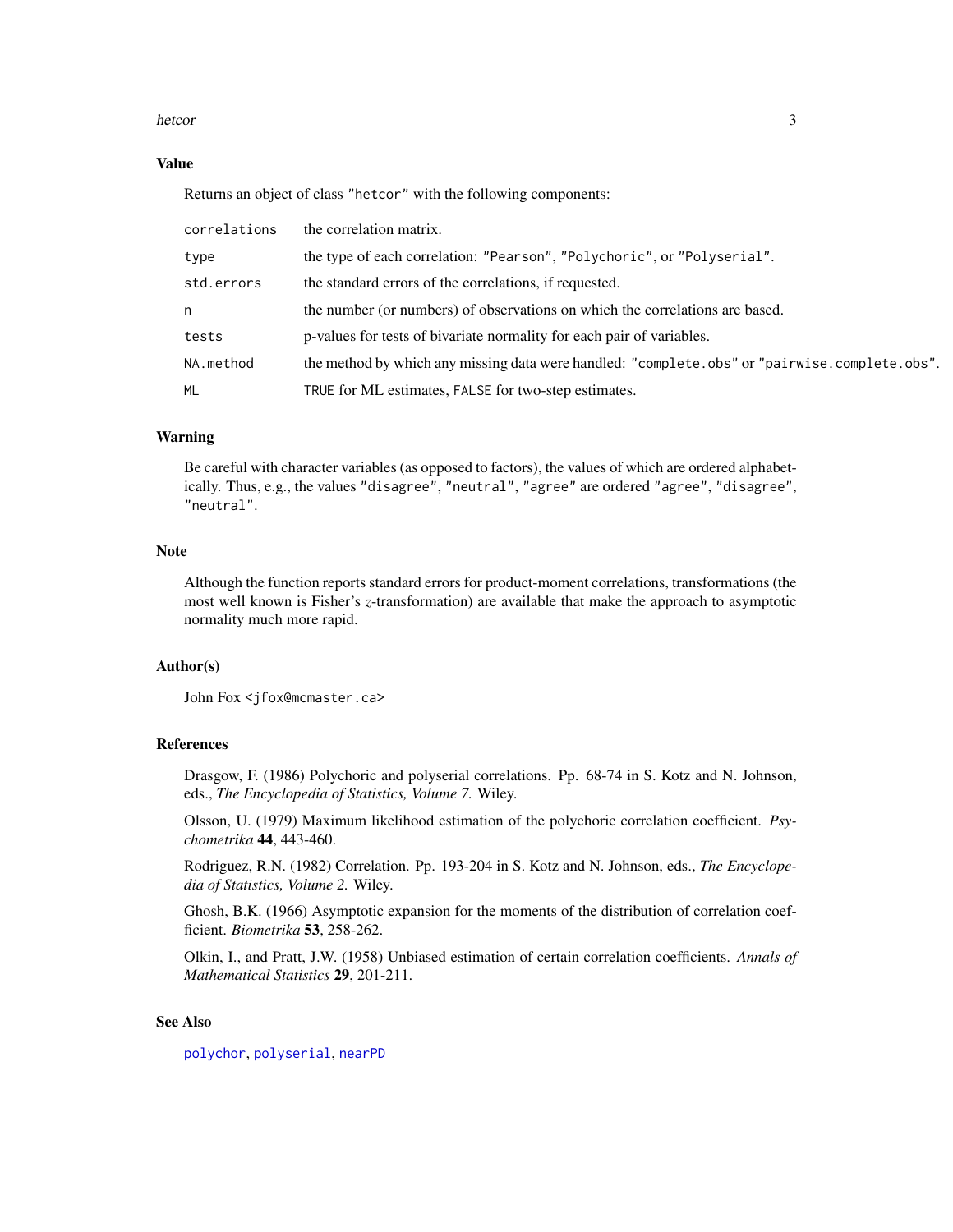## Value

Returns an object of class "hetcor" with the following components:

| | |
|---|---|
| `correlations` | the correlation matrix. |
| `type` | the type of each correlation: "Pearson", "Polychoric", or "Polyserial". |
| `std.errors` | the standard errors of the correlations, if requested. |
| `n` | the number (or numbers) of observations on which the correlations are based. |
| `tests` | p-values for tests of bivariate normality for each pair of variables. |
| `NA.method` | the method by which any missing data were handled: "complete.obs" or "pairwise.complete.obs". |
| `ML` | `TRUE` for ML estimates, `FALSE` for two-step estimates. |

## Warning

Be careful with character variables (as opposed to factors), the values of which are ordered alphabetically. Thus, e.g., the values "disagree", "neutral", "agree" are ordered "agree", "disagree", "neutral".

## Note

Although the function reports standard errors for product-moment correlations, transformations (the most well known is Fisher's $z$-transformation) are available that make the approach to asymptotic normality much more rapid.

## Author(s)

John Fox <jfox@mcmaster.ca>

## References

Drasgow, F. (1986) Polychoric and polyserial correlations. Pp. 68-74 in S. Kotz and N. Johnson, eds., *The Encyclopedia of Statistics, Volume 7.* Wiley.

Olsson, U. (1979) Maximum likelihood estimation of the polychoric correlation coefficient. *Psychometrika* **44**, 443-460.

Rodriguez, R.N. (1982) Correlation. Pp. 193-204 in S. Kotz and N. Johnson, eds., *The Encyclopedia of Statistics, Volume 2.* Wiley.

Ghosh, B.K. (1966) Asymptotic expansion for the moments of the distribution of correlation coefficient. *Biometrika* **53**, 258-262.

Olkin, I., and Pratt, J.W. (1958) Unbiased estimation of certain correlation coefficients. *Annals of Mathematical Statistics* **29**, 201-211.

## See Also

`polychor`, `polyserial`, `nearPD`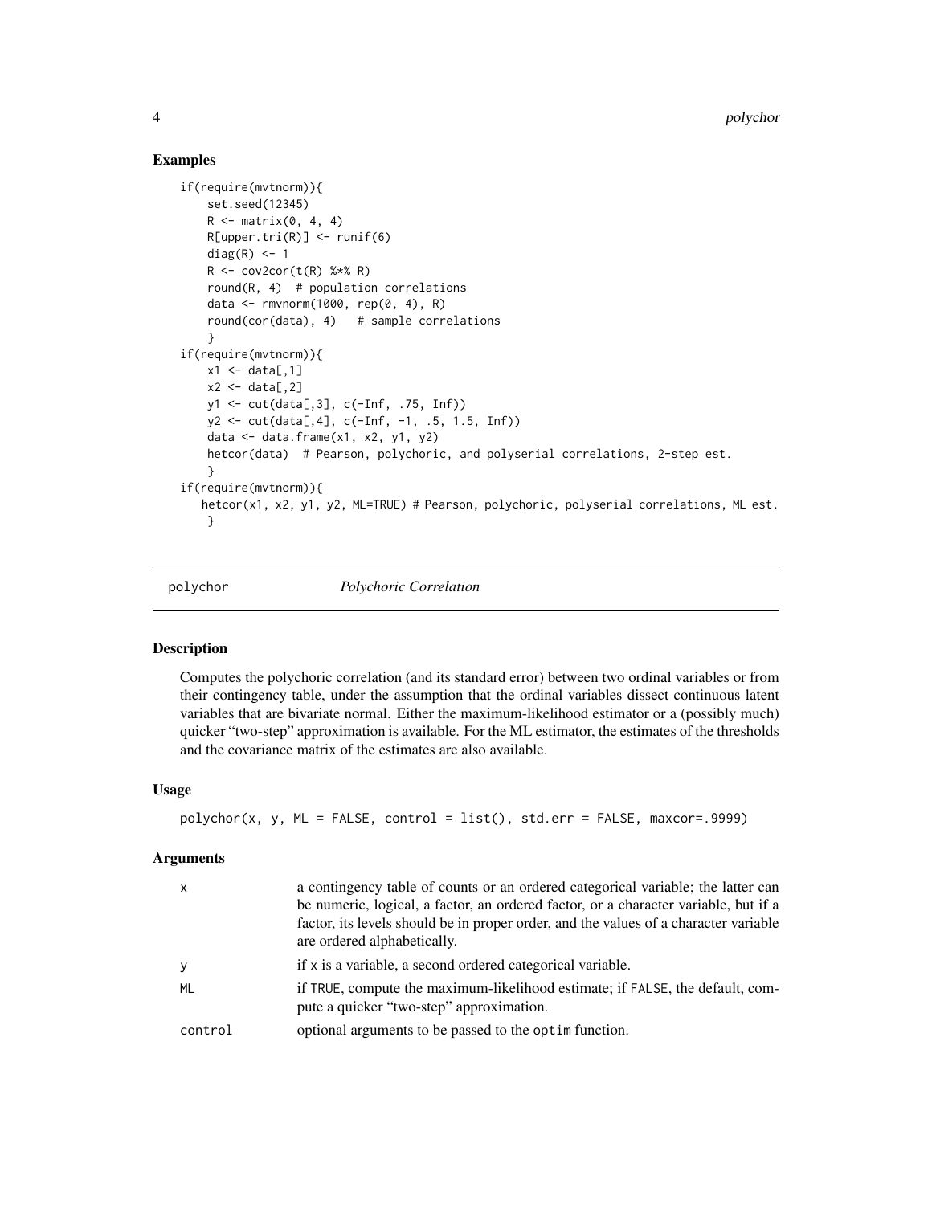## Examples

```
if(require(mvtnorm)){
    set.seed(12345)
    R <- matrix(0, 4, 4)
    R[upper.tri(R)] <- runif(6)
    diag(R) <- 1
    R <- cov2cor(t(R) %*% R)
    round(R, 4)  # population correlations
    data <- rmvnorm(1000, rep(0, 4), R)
    round(cor(data), 4)   # sample correlations
    }
if(require(mvtnorm)){
    x1 <- data[,1]
    x2 <- data[,2]
    y1 <- cut(data[,3], c(-Inf, .75, Inf))
    y2 <- cut(data[,4], c(-Inf, -1, .5, 1.5, Inf))
    data <- data.frame(x1, x2, y1, y2)
    hetcor(data)  # Pearson, polychoric, and polyserial correlations, 2-step est.
    }
if(require(mvtnorm)){
   hetcor(x1, x2, y1, y2, ML=TRUE) # Pearson, polychoric, polyserial correlations, ML est.
    }
```

---

# polychor — *Polychoric Correlation*

## Description

Computes the polychoric correlation (and its standard error) between two ordinal variables or from their contingency table, under the assumption that the ordinal variables dissect continuous latent variables that are bivariate normal. Either the maximum-likelihood estimator or a (possibly much) quicker "two-step" approximation is available. For the ML estimator, the estimates of the thresholds and the covariance matrix of the estimates are also available.

## Usage

```
polychor(x, y, ML = FALSE, control = list(), std.err = FALSE, maxcor=.9999)
```

## Arguments

| | |
|---|---|
| `x` | a contingency table of counts or an ordered categorical variable; the latter can be numeric, logical, a factor, an ordered factor, or a character variable, but if a factor, its levels should be in proper order, and the values of a character variable are ordered alphabetically. |
| `y` | if `x` is a variable, a second ordered categorical variable. |
| `ML` | if `TRUE`, compute the maximum-likelihood estimate; if `FALSE`, the default, compute a quicker "two-step" approximation. |
| `control` | optional arguments to be passed to the `optim` function. |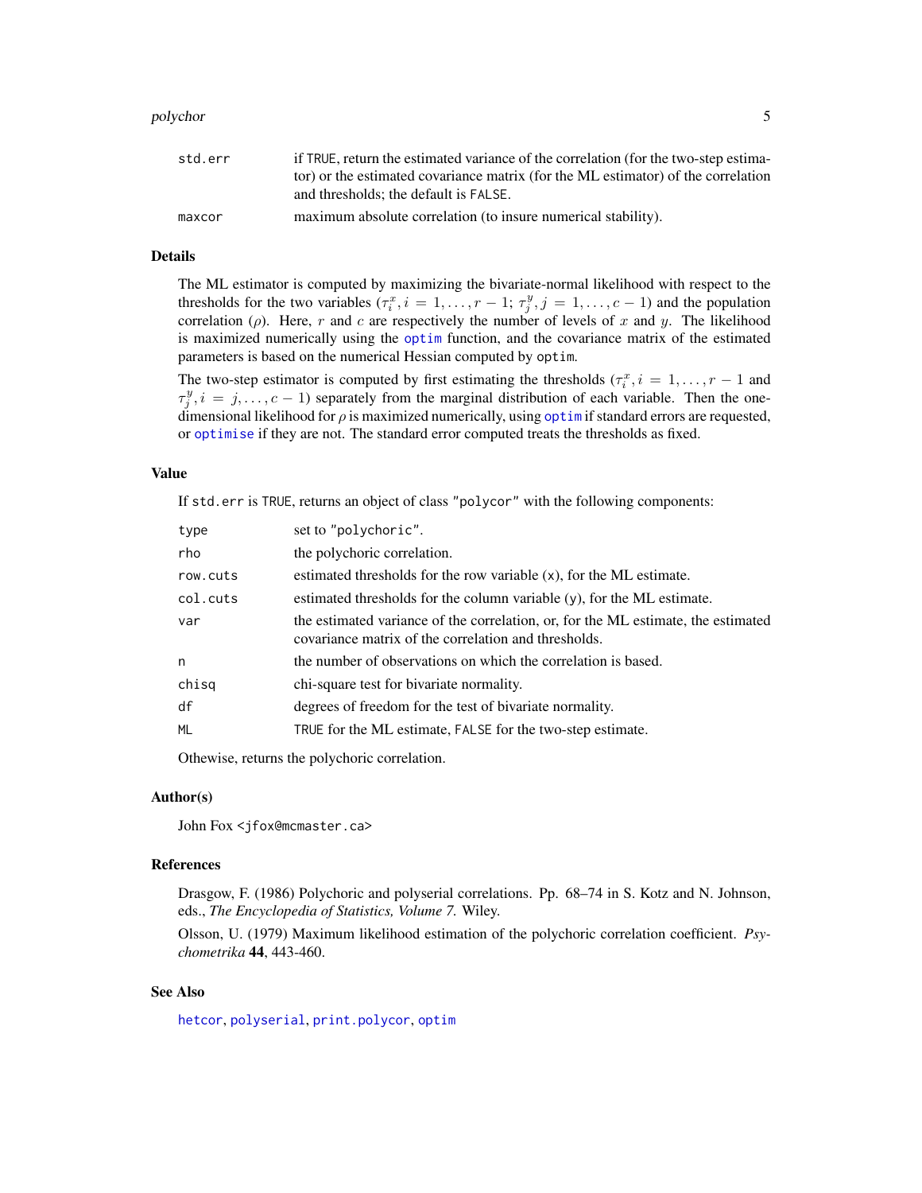| | |
|---|---|
| `std.err` | if `TRUE`, return the estimated variance of the correlation (for the two-step estimator) or the estimated covariance matrix (for the ML estimator) of the correlation and thresholds; the default is `FALSE`. |
| `maxcor` | maximum absolute correlation (to insure numerical stability). |

## Details

The ML estimator is computed by maximizing the bivariate-normal likelihood with respect to the thresholds for the two variables ($\tau_i^x, i = 1, \ldots, r-1$; $\tau_j^y, j = 1, \ldots, c-1$) and the population correlation ($\rho$). Here, $r$ and $c$ are respectively the number of levels of $x$ and $y$. The likelihood is maximized numerically using the `optim` function, and the covariance matrix of the estimated parameters is based on the numerical Hessian computed by `optim`.

The two-step estimator is computed by first estimating the thresholds ($\tau_i^x, i = 1, \ldots, r-1$ and $\tau_j^y, i = j, \ldots, c-1$) separately from the marginal distribution of each variable. Then the one-dimensional likelihood for $\rho$ is maximized numerically, using `optim` if standard errors are requested, or `optimise` if they are not. The standard error computed treats the thresholds as fixed.

## Value

If `std.err` is `TRUE`, returns an object of class `"polycor"` with the following components:

| | |
|---|---|
| `type` | set to `"polychoric"`. |
| `rho` | the polychoric correlation. |
| `row.cuts` | estimated thresholds for the row variable (`x`), for the ML estimate. |
| `col.cuts` | estimated thresholds for the column variable (`y`), for the ML estimate. |
| `var` | the estimated variance of the correlation, or, for the ML estimate, the estimated covariance matrix of the correlation and thresholds. |
| `n` | the number of observations on which the correlation is based. |
| `chisq` | chi-square test for bivariate normality. |
| `df` | degrees of freedom for the test of bivariate normality. |
| `ML` | `TRUE` for the ML estimate, `FALSE` for the two-step estimate. |

Othewise, returns the polychoric correlation.

## Author(s)

John Fox <jfox@mcmaster.ca>

## References

Drasgow, F. (1986) Polychoric and polyserial correlations. Pp. 68–74 in S. Kotz and N. Johnson, eds., *The Encyclopedia of Statistics, Volume 7.* Wiley.

Olsson, U. (1979) Maximum likelihood estimation of the polychoric correlation coefficient. *Psychometrika* **44**, 443-460.

## See Also

`hetcor`, `polyserial`, `print.polycor`, `optim`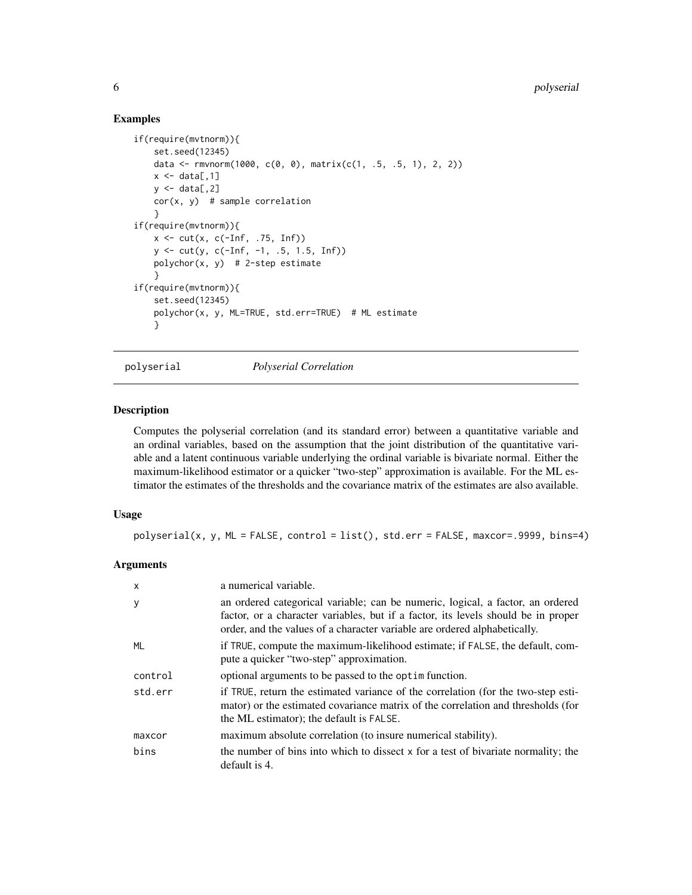### Examples

```
if(require(mvtnorm)){
    set.seed(12345)
    data <- rmvnorm(1000, c(0, 0), matrix(c(1, .5, .5, 1), 2, 2))
    x <- data[,1]
    y <- data[,2]
    cor(x, y)  # sample correlation
    }
if(require(mvtnorm)){
    x <- cut(x, c(-Inf, .75, Inf))
    y <- cut(y, c(-Inf, -1, .5, 1.5, Inf))
    polychor(x, y)  # 2-step estimate
    }
if(require(mvtnorm)){
    set.seed(12345)
    polychor(x, y, ML=TRUE, std.err=TRUE)  # ML estimate
    }
```

---

## polyserial — *Polyserial Correlation*

---

### Description

Computes the polyserial correlation (and its standard error) between a quantitative variable and an ordinal variables, based on the assumption that the joint distribution of the quantitative variable and a latent continuous variable underlying the ordinal variable is bivariate normal. Either the maximum-likelihood estimator or a quicker "two-step" approximation is available. For the ML estimator the estimates of the thresholds and the covariance matrix of the estimates are also available.

### Usage

```
polyserial(x, y, ML = FALSE, control = list(), std.err = FALSE, maxcor=.9999, bins=4)
```

### Arguments

| | |
|---|---|
| `x` | a numerical variable. |
| `y` | an ordered categorical variable; can be numeric, logical, a factor, an ordered factor, or a character variables, but if a factor, its levels should be in proper order, and the values of a character variable are ordered alphabetically. |
| `ML` | if `TRUE`, compute the maximum-likelihood estimate; if `FALSE`, the default, compute a quicker "two-step" approximation. |
| `control` | optional arguments to be passed to the `optim` function. |
| `std.err` | if `TRUE`, return the estimated variance of the correlation (for the two-step estimator) or the estimated covariance matrix of the correlation and thresholds (for the ML estimator); the default is `FALSE`. |
| `maxcor` | maximum absolute correlation (to insure numerical stability). |
| `bins` | the number of bins into which to dissect `x` for a test of bivariate normality; the default is 4. |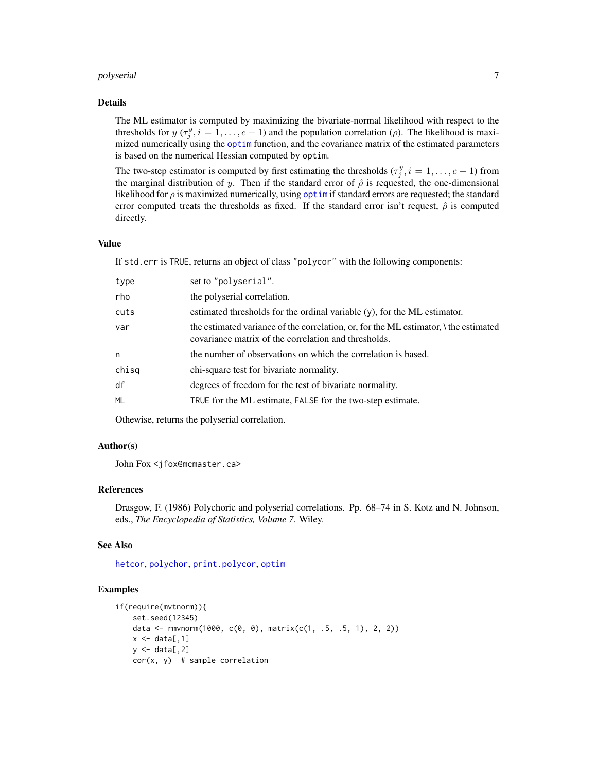## Details

The ML estimator is computed by maximizing the bivariate-normal likelihood with respect to the thresholds for $y$ ($\tau^y_j, i = 1, \ldots, c-1$) and the population correlation ($\rho$). The likelihood is maximized numerically using the `optim` function, and the covariance matrix of the estimated parameters is based on the numerical Hessian computed by `optim`.

The two-step estimator is computed by first estimating the thresholds ($\tau^y_j, i = 1, \ldots, c-1$) from the marginal distribution of $y$. Then if the standard error of $\hat{\rho}$ is requested, the one-dimensional likelihood for $\rho$ is maximized numerically, using `optim` if standard errors are requested; the standard error computed treats the thresholds as fixed. If the standard error isn't request, $\hat{\rho}$ is computed directly.

## Value

If `std.err` is `TRUE`, returns an object of class `"polycor"` with the following components:

| | |
|---|---|
| `type` | set to `"polyserial"`. |
| `rho` | the polyserial correlation. |
| `cuts` | estimated thresholds for the ordinal variable (`y`), for the ML estimator. |
| `var` | the estimated variance of the correlation, or, for the ML estimator, \ the estimated covariance matrix of the correlation and thresholds. |
| `n` | the number of observations on which the correlation is based. |
| `chisq` | chi-square test for bivariate normality. |
| `df` | degrees of freedom for the test of bivariate normality. |
| `ML` | `TRUE` for the ML estimate, `FALSE` for the two-step estimate. |

Othewise, returns the polyserial correlation.

## Author(s)

John Fox <jfox@mcmaster.ca>

## References

Drasgow, F. (1986) Polychoric and polyserial correlations. Pp. 68–74 in S. Kotz and N. Johnson, eds., *The Encyclopedia of Statistics, Volume 7.* Wiley.

## See Also

`hetcor`, `polychor`, `print.polycor`, `optim`

## Examples

```
if(require(mvtnorm)){
    set.seed(12345)
    data <- rmvnorm(1000, c(0, 0), matrix(c(1, .5, .5, 1), 2, 2))
    x <- data[,1]
    y <- data[,2]
    cor(x, y)  # sample correlation
```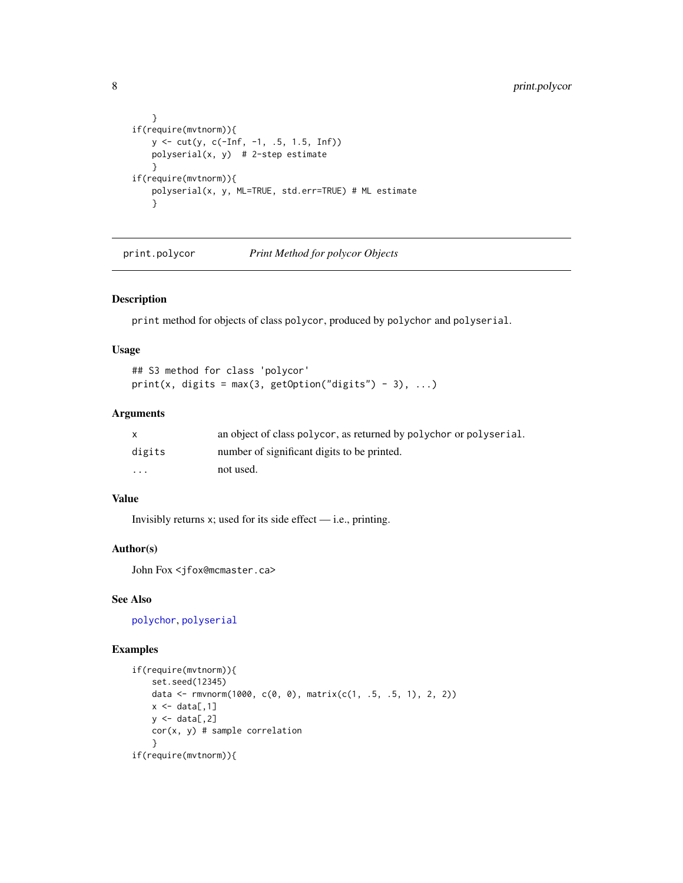```
    }
if(require(mvtnorm)){
    y <- cut(y, c(-Inf, -1, .5, 1.5, Inf))
    polyserial(x, y)  # 2-step estimate
    }
if(require(mvtnorm)){
    polyserial(x, y, ML=TRUE, std.err=TRUE) # ML estimate
    }
```

---

## print.polycor — *Print Method for polycor Objects*

---

### Description

`print` method for objects of class `polycor`, produced by `polychor` and `polyserial`.

### Usage

```
## S3 method for class 'polycor'
print(x, digits = max(3, getOption("digits") - 3), ...)
```

### Arguments

| | |
|---|---|
| `x` | an object of class `polycor`, as returned by `polychor` or `polyserial`. |
| `digits` | number of significant digits to be printed. |
| `...` | not used. |

### Value

Invisibly returns `x`; used for its side effect — i.e., printing.

### Author(s)

John Fox <jfox@mcmaster.ca>

### See Also

`polychor`, `polyserial`

### Examples

```
if(require(mvtnorm)){
    set.seed(12345)
    data <- rmvnorm(1000, c(0, 0), matrix(c(1, .5, .5, 1), 2, 2))
    x <- data[,1]
    y <- data[,2]
    cor(x, y) # sample correlation
    }
if(require(mvtnorm)){
```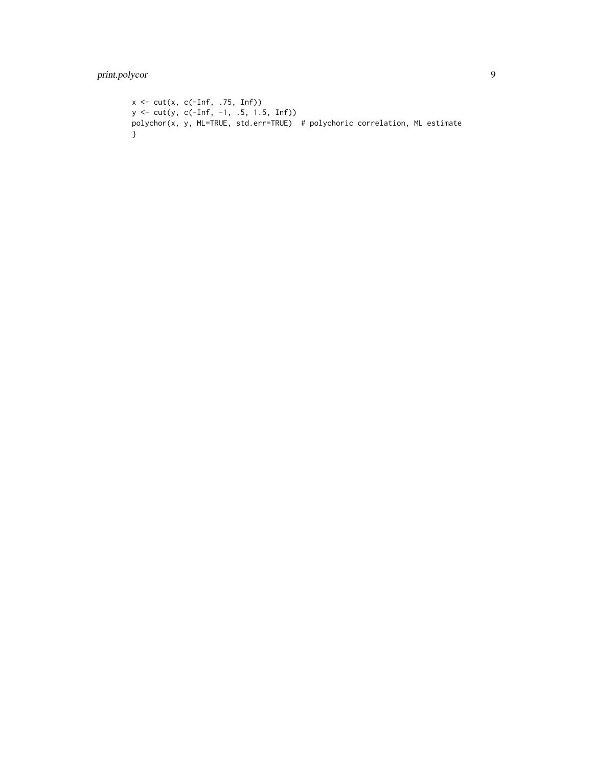```
x <- cut(x, c(-Inf, .75, Inf))
y <- cut(y, c(-Inf, -1, .5, 1.5, Inf))
polychor(x, y, ML=TRUE, std.err=TRUE)  # polychoric correlation, ML estimate
}
```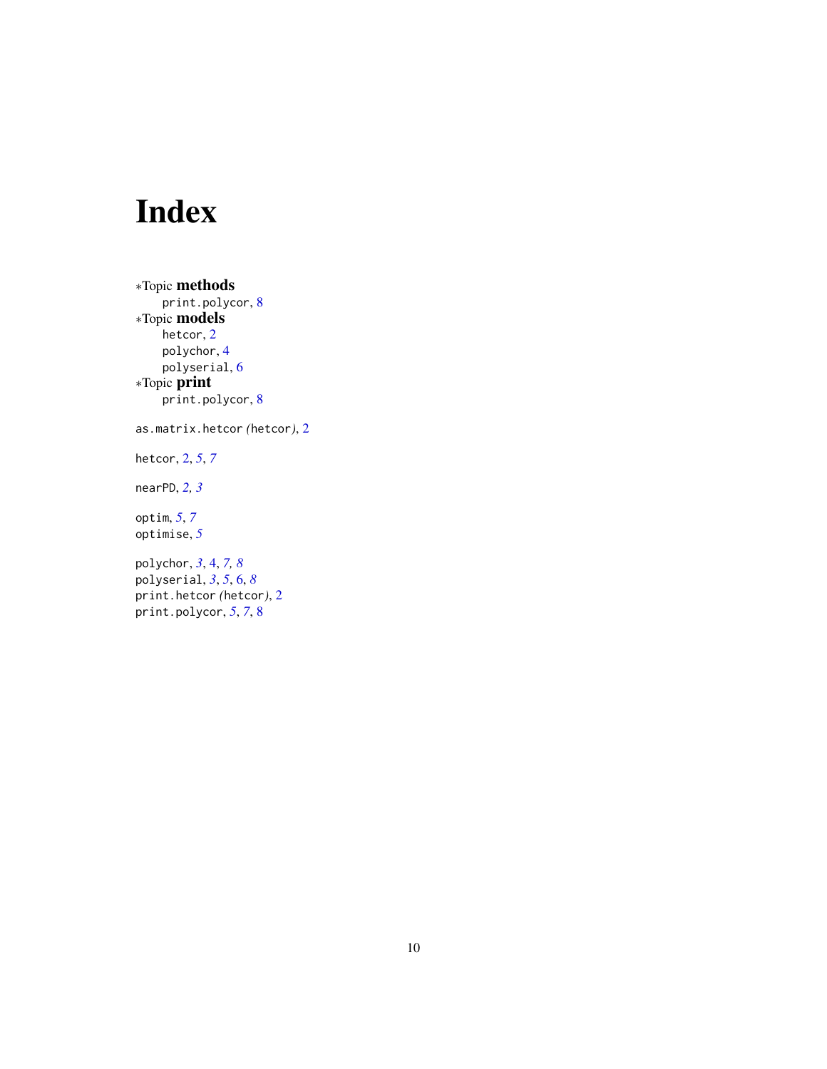# Index

*Topic **methods**
- print.polycor, 8

*Topic **models**
- hetcor, 2
- polychor, 4
- polyserial, 6

*Topic **print**
- print.polycor, 8

as.matrix.hetcor *(*hetcor*)*, 2

hetcor, 2, *5*, *7*

nearPD, *2, 3*

optim, *5*, *7*
optimise, *5*

polychor, *3*, 4, *7, 8*
polyserial, *3*, *5*, 6, *8*
print.hetcor *(*hetcor*)*, 2
print.polycor, *5*, *7*, 8